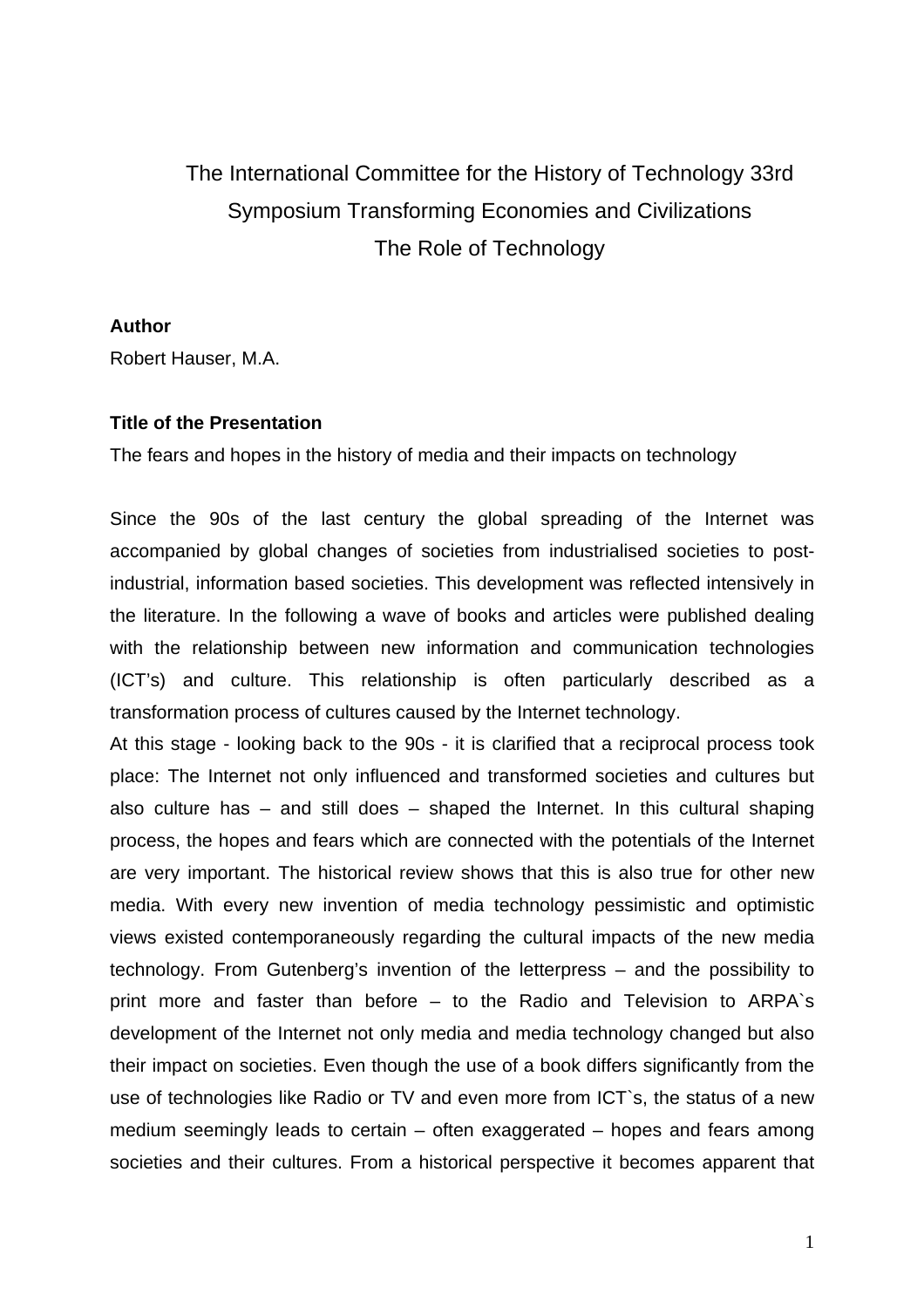# The International Committee for the History of Technology 33rd Symposium Transforming Economies and Civilizations The Role of Technology

**Author**

Robert Hauser, M.A.

**Title of the Presentation**

The fears and hopes in the history of media and their impacts on technology

Since the 90s of the last century the global spreading of the Internet was accompanied by global changes of societies from industrialised societies to post-industrial, information based societies. This development was reflected intensively in the literature. In the following a wave of books and articles were published dealing with the relationship between new information and communication technologies (ICT's) and culture. This relationship is often particularly described as a transformation process of cultures caused by the Internet technology.

At this stage - looking back to the 90s - it is clarified that a reciprocal process took place: The Internet not only influenced and transformed societies and cultures but also culture has – and still does – shaped the Internet. In this cultural shaping process, the hopes and fears which are connected with the potentials of the Internet are very important. The historical review shows that this is also true for other new media. With every new invention of media technology pessimistic and optimistic views existed contemporaneously regarding the cultural impacts of the new media technology. From Gutenberg's invention of the letterpress – and the possibility to print more and faster than before – to the Radio and Television to ARPA`s development of the Internet not only media and media technology changed but also their impact on societies. Even though the use of a book differs significantly from the use of technologies like Radio or TV and even more from ICT`s, the status of a new medium seemingly leads to certain – often exaggerated – hopes and fears among societies and their cultures. From a historical perspective it becomes apparent that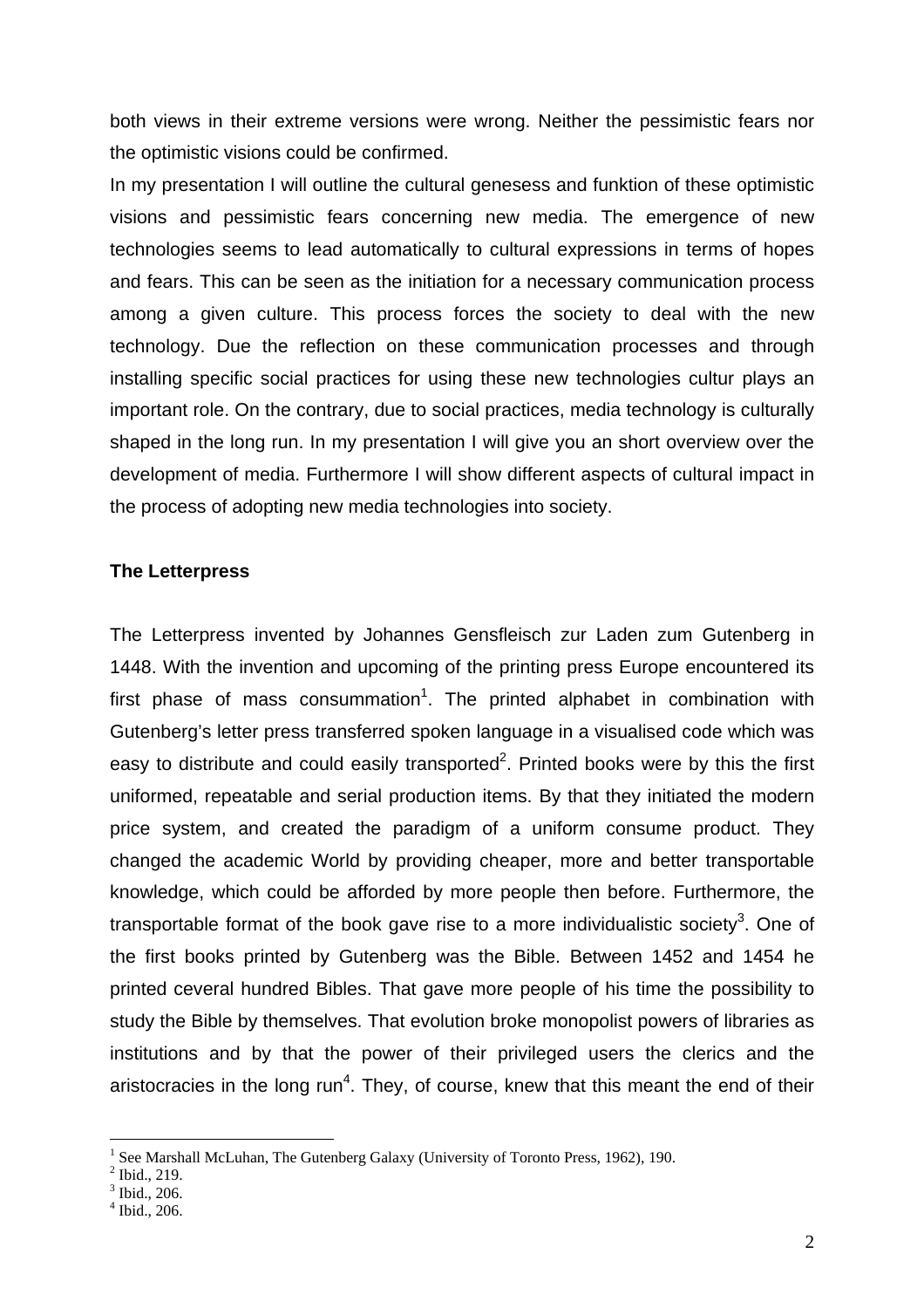both views in their extreme versions were wrong. Neither the pessimistic fears nor the optimistic visions could be confirmed.

In my presentation I will outline the cultural genesess and funktion of these optimistic visions and pessimistic fears concerning new media. The emergence of new technologies seems to lead automatically to cultural expressions in terms of hopes and fears. This can be seen as the initiation for a necessary communication process among a given culture. This process forces the society to deal with the new technology. Due the reflection on these communication processes and through installing specific social practices for using these new technologies cultur plays an important role. On the contrary, due to social practices, media technology is culturally shaped in the long run. In my presentation I will give you an short overview over the development of media. Furthermore I will show different aspects of cultural impact in the process of adopting new media technologies into society.

**The Letterpress**

The Letterpress invented by Johannes Gensfleisch zur Laden zum Gutenberg in 1448. With the invention and upcoming of the printing press Europe encountered its first phase of mass consummation[1]. The printed alphabet in combination with Gutenberg's letter press transferred spoken language in a visualised code which was easy to distribute and could easily transported[2]. Printed books were by this the first uniformed, repeatable and serial production items. By that they initiated the modern price system, and created the paradigm of a uniform consume product. They changed the academic World by providing cheaper, more and better transportable knowledge, which could be afforded by more people then before. Furthermore, the transportable format of the book gave rise to a more individualistic society[3]. One of the first books printed by Gutenberg was the Bible. Between 1452 and 1454 he printed ceveral hundred Bibles. That gave more people of his time the possibility to study the Bible by themselves. That evolution broke monopolist powers of libraries as institutions and by that the power of their privileged users the clerics and the aristocracies in the long run[4]. They, of course, knew that this meant the end of their

[1] See Marshall McLuhan, The Gutenberg Galaxy (University of Toronto Press, 1962), 190.
[2] Ibid., 219.
[3] Ibid., 206.
[4] Ibid., 206.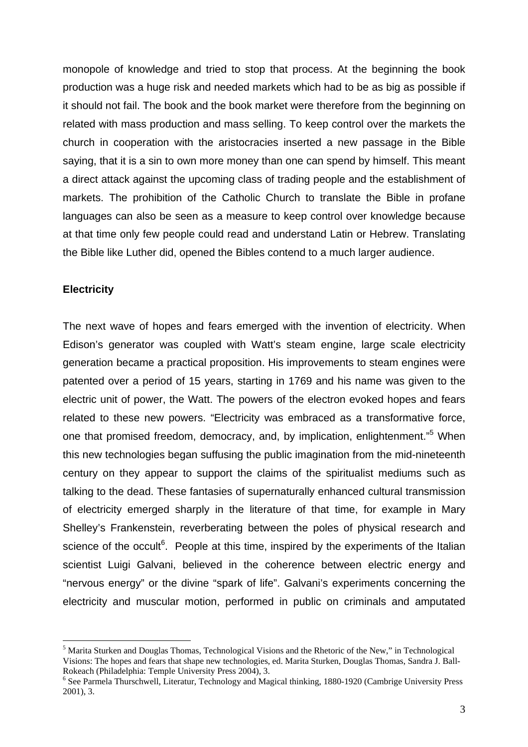monopole of knowledge and tried to stop that process. At the beginning the book production was a huge risk and needed markets which had to be as big as possible if it should not fail. The book and the book market were therefore from the beginning on related with mass production and mass selling. To keep control over the markets the church in cooperation with the aristocracies inserted a new passage in the Bible saying, that it is a sin to own more money than one can spend by himself. This meant a direct attack against the upcoming class of trading people and the establishment of markets. The prohibition of the Catholic Church to translate the Bible in profane languages can also be seen as a measure to keep control over knowledge because at that time only few people could read and understand Latin or Hebrew. Translating the Bible like Luther did, opened the Bibles contend to a much larger audience.

**Electricity**

The next wave of hopes and fears emerged with the invention of electricity. When Edison's generator was coupled with Watt's steam engine, large scale electricity generation became a practical proposition. His improvements to steam engines were patented over a period of 15 years, starting in 1769 and his name was given to the electric unit of power, the Watt. The powers of the electron evoked hopes and fears related to these new powers. "Electricity was embraced as a transformative force, one that promised freedom, democracy, and, by implication, enlightenment."[5] When this new technologies began suffusing the public imagination from the mid-nineteenth century on they appear to support the claims of the spiritualist mediums such as talking to the dead. These fantasies of supernaturally enhanced cultural transmission of electricity emerged sharply in the literature of that time, for example in Mary Shelley's Frankenstein, reverberating between the poles of physical research and science of the occult[6]. People at this time, inspired by the experiments of the Italian scientist Luigi Galvani, believed in the coherence between electric energy and "nervous energy" or the divine "spark of life". Galvani's experiments concerning the electricity and muscular motion, performed in public on criminals and amputated

---

[5] Marita Sturken and Douglas Thomas, Technological Visions and the Rhetoric of the New," in Technological Visions: The hopes and fears that shape new technologies, ed. Marita Sturken, Douglas Thomas, Sandra J. Ball-Rokeach (Philadelphia: Temple University Press 2004), 3.

[6] See Parmela Thurschwell, Literatur, Technology and Magical thinking, 1880-1920 (Cambrige University Press 2001), 3.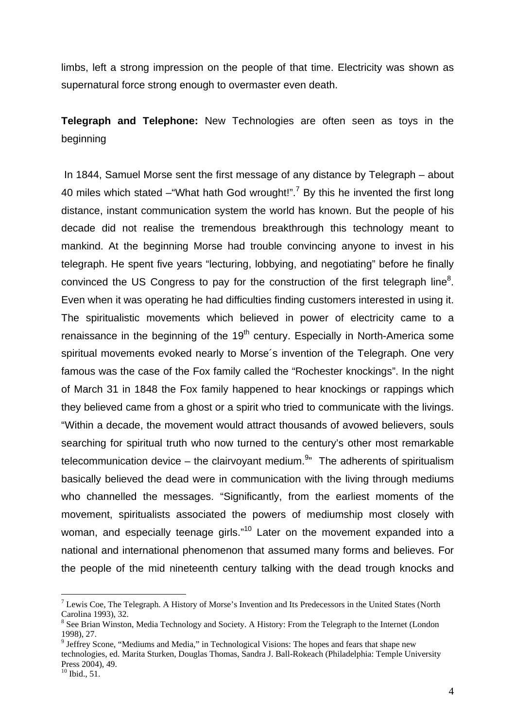limbs, left a strong impression on the people of that time. Electricity was shown as supernatural force strong enough to overmaster even death.

**Telegraph and Telephone:** New Technologies are often seen as toys in the beginning

In 1844, Samuel Morse sent the first message of any distance by Telegraph – about 40 miles which stated –"What hath God wrought!".[7] By this he invented the first long distance, instant communication system the world has known. But the people of his decade did not realise the tremendous breakthrough this technology meant to mankind. At the beginning Morse had trouble convincing anyone to invest in his telegraph. He spent five years "lecturing, lobbying, and negotiating" before he finally convinced the US Congress to pay for the construction of the first telegraph line[8]. Even when it was operating he had difficulties finding customers interested in using it. The spiritualistic movements which believed in power of electricity came to a renaissance in the beginning of the 19th century. Especially in North-America some spiritual movements evoked nearly to Morse´s invention of the Telegraph. One very famous was the case of the Fox family called the "Rochester knockings". In the night of March 31 in 1848 the Fox family happened to hear knockings or rappings which they believed came from a ghost or a spirit who tried to communicate with the livings. "Within a decade, the movement would attract thousands of avowed believers, souls searching for spiritual truth who now turned to the century's other most remarkable telecommunication device – the clairvoyant medium.[9]" The adherents of spiritualism basically believed the dead were in communication with the living through mediums who channelled the messages. "Significantly, from the earliest moments of the movement, spiritualists associated the powers of mediumship most closely with woman, and especially teenage girls."[10] Later on the movement expanded into a national and international phenomenon that assumed many forms and believes. For the people of the mid nineteenth century talking with the dead trough knocks and

---

[7] Lewis Coe, The Telegraph. A History of Morse's Invention and Its Predecessors in the United States (North Carolina 1993), 32.

[8] See Brian Winston, Media Technology and Society. A History: From the Telegraph to the Internet (London 1998), 27.

[9] Jeffrey Scone, "Mediums and Media," in Technological Visions: The hopes and fears that shape new technologies, ed. Marita Sturken, Douglas Thomas, Sandra J. Ball-Rokeach (Philadelphia: Temple University Press 2004), 49.

[10] Ibid., 51.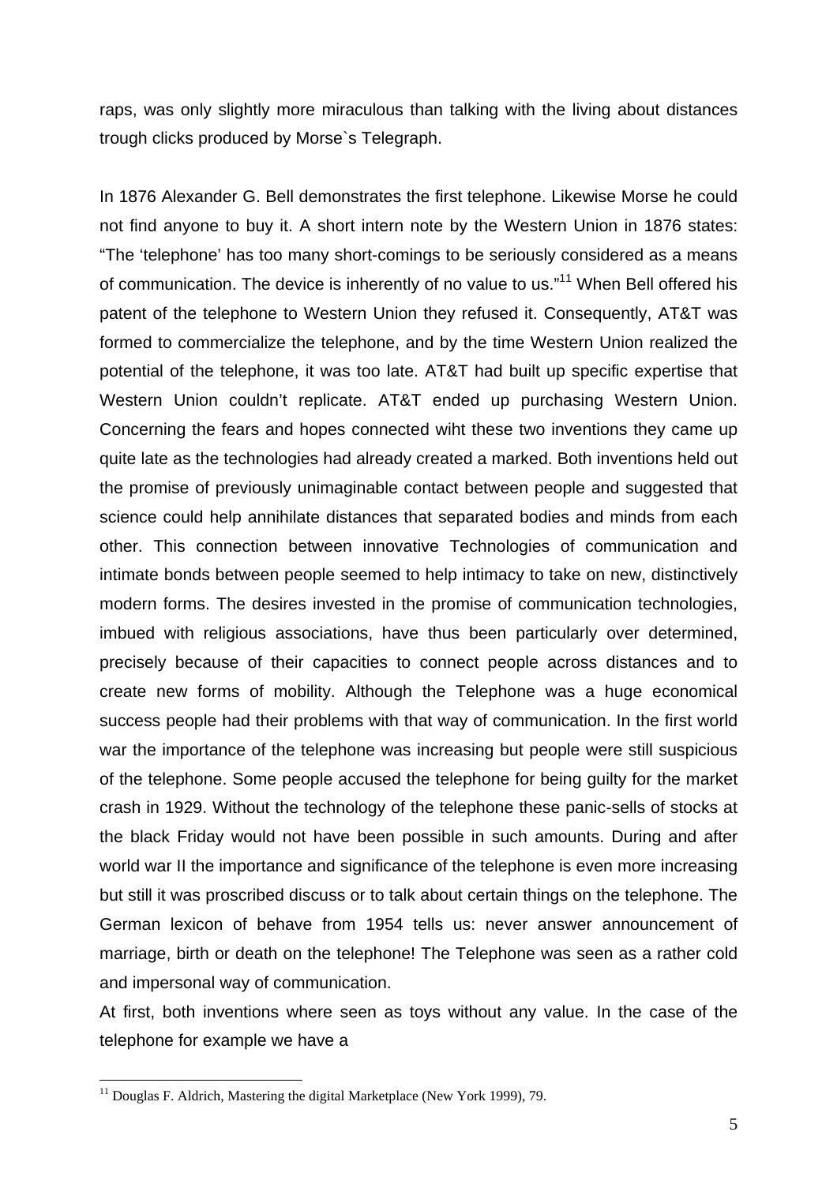raps, was only slightly more miraculous than talking with the living about distances trough clicks produced by Morse`s Telegraph.

In 1876 Alexander G. Bell demonstrates the first telephone. Likewise Morse he could not find anyone to buy it. A short intern note by the Western Union in 1876 states: "The 'telephone' has too many short-comings to be seriously considered as a means of communication. The device is inherently of no value to us."[11] When Bell offered his patent of the telephone to Western Union they refused it. Consequently, AT&T was formed to commercialize the telephone, and by the time Western Union realized the potential of the telephone, it was too late. AT&T had built up specific expertise that Western Union couldn't replicate. AT&T ended up purchasing Western Union. Concerning the fears and hopes connected wiht these two inventions they came up quite late as the technologies had already created a marked. Both inventions held out the promise of previously unimaginable contact between people and suggested that science could help annihilate distances that separated bodies and minds from each other. This connection between innovative Technologies of communication and intimate bonds between people seemed to help intimacy to take on new, distinctively modern forms. The desires invested in the promise of communication technologies, imbued with religious associations, have thus been particularly over determined, precisely because of their capacities to connect people across distances and to create new forms of mobility. Although the Telephone was a huge economical success people had their problems with that way of communication. In the first world war the importance of the telephone was increasing but people were still suspicious of the telephone. Some people accused the telephone for being guilty for the market crash in 1929. Without the technology of the telephone these panic-sells of stocks at the black Friday would not have been possible in such amounts. During and after world war II the importance and significance of the telephone is even more increasing but still it was proscribed discuss or to talk about certain things on the telephone. The German lexicon of behave from 1954 tells us: never answer announcement of marriage, birth or death on the telephone! The Telephone was seen as a rather cold and impersonal way of communication.

At first, both inventions where seen as toys without any value. In the case of the telephone for example we have a

[11] Douglas F. Aldrich, Mastering the digital Marketplace (New York 1999), 79.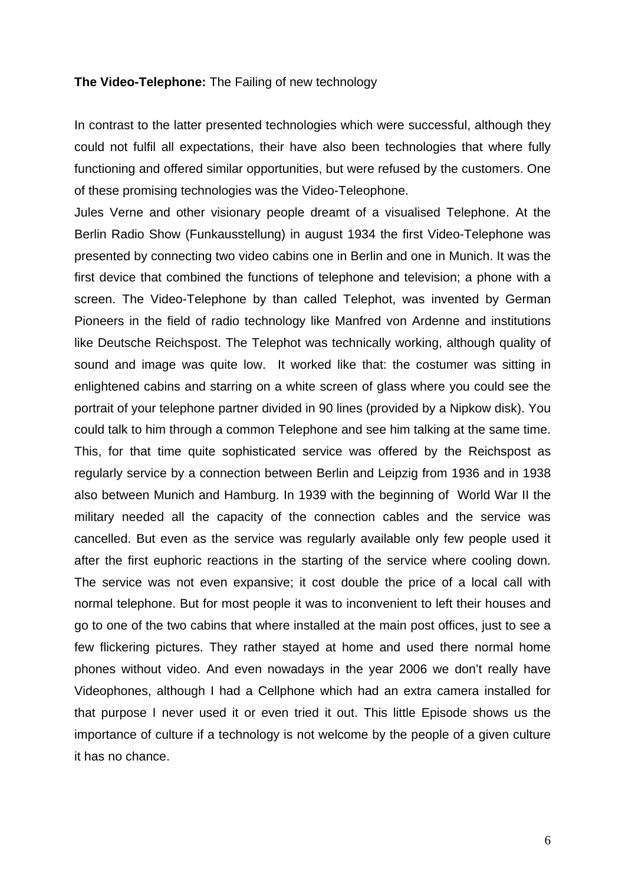**The Video-Telephone:** The Failing of new technology

In contrast to the latter presented technologies which were successful, although they could not fulfil all expectations, their have also been technologies that where fully functioning and offered similar opportunities, but were refused by the customers. One of these promising technologies was the Video-Teleophone.

Jules Verne and other visionary people dreamt of a visualised Telephone. At the Berlin Radio Show (Funkausstellung) in august 1934 the first Video-Telephone was presented by connecting two video cabins one in Berlin and one in Munich. It was the first device that combined the functions of telephone and television; a phone with a screen. The Video-Telephone by than called Telephot, was invented by German Pioneers in the field of radio technology like Manfred von Ardenne and institutions like Deutsche Reichspost. The Telephot was technically working, although quality of sound and image was quite low. It worked like that: the costumer was sitting in enlightened cabins and starring on a white screen of glass where you could see the portrait of your telephone partner divided in 90 lines (provided by a Nipkow disk). You could talk to him through a common Telephone and see him talking at the same time. This, for that time quite sophisticated service was offered by the Reichspost as regularly service by a connection between Berlin and Leipzig from 1936 and in 1938 also between Munich and Hamburg. In 1939 with the beginning of World War II the military needed all the capacity of the connection cables and the service was cancelled. But even as the service was regularly available only few people used it after the first euphoric reactions in the starting of the service where cooling down. The service was not even expansive; it cost double the price of a local call with normal telephone. But for most people it was to inconvenient to left their houses and go to one of the two cabins that where installed at the main post offices, just to see a few flickering pictures. They rather stayed at home and used there normal home phones without video. And even nowadays in the year 2006 we don't really have Videophones, although I had a Cellphone which had an extra camera installed for that purpose I never used it or even tried it out. This little Episode shows us the importance of culture if a technology is not welcome by the people of a given culture it has no chance.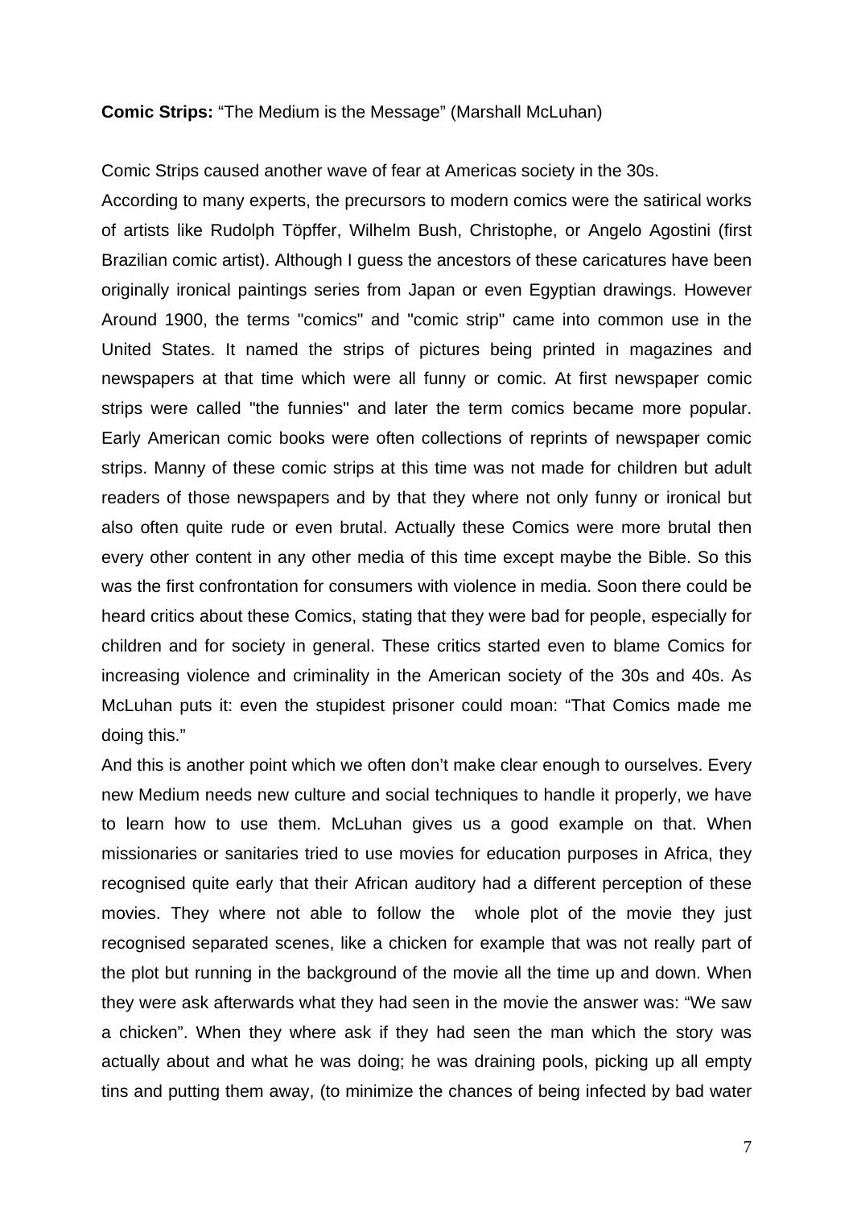**Comic Strips:** “The Medium is the Message” (Marshall McLuhan)

Comic Strips caused another wave of fear at Americas society in the 30s.

According to many experts, the precursors to modern comics were the satirical works of artists like Rudolph Töpffer, Wilhelm Bush, Christophe, or Angelo Agostini (first Brazilian comic artist). Although I guess the ancestors of these caricatures have been originally ironical paintings series from Japan or even Egyptian drawings. However Around 1900, the terms "comics" and "comic strip" came into common use in the United States. It named the strips of pictures being printed in magazines and newspapers at that time which were all funny or comic. At first newspaper comic strips were called "the funnies" and later the term comics became more popular. Early American comic books were often collections of reprints of newspaper comic strips. Manny of these comic strips at this time was not made for children but adult readers of those newspapers and by that they where not only funny or ironical but also often quite rude or even brutal. Actually these Comics were more brutal then every other content in any other media of this time except maybe the Bible. So this was the first confrontation for consumers with violence in media. Soon there could be heard critics about these Comics, stating that they were bad for people, especially for children and for society in general. These critics started even to blame Comics for increasing violence and criminality in the American society of the 30s and 40s. As McLuhan puts it: even the stupidest prisoner could moan: “That Comics made me doing this.”

And this is another point which we often don’t make clear enough to ourselves. Every new Medium needs new culture and social techniques to handle it properly, we have to learn how to use them. McLuhan gives us a good example on that. When missionaries or sanitaries tried to use movies for education purposes in Africa, they recognised quite early that their African auditory had a different perception of these movies. They where not able to follow the whole plot of the movie they just recognised separated scenes, like a chicken for example that was not really part of the plot but running in the background of the movie all the time up and down. When they were ask afterwards what they had seen in the movie the answer was: “We saw a chicken”. When they where ask if they had seen the man which the story was actually about and what he was doing; he was draining pools, picking up all empty tins and putting them away, (to minimize the chances of being infected by bad water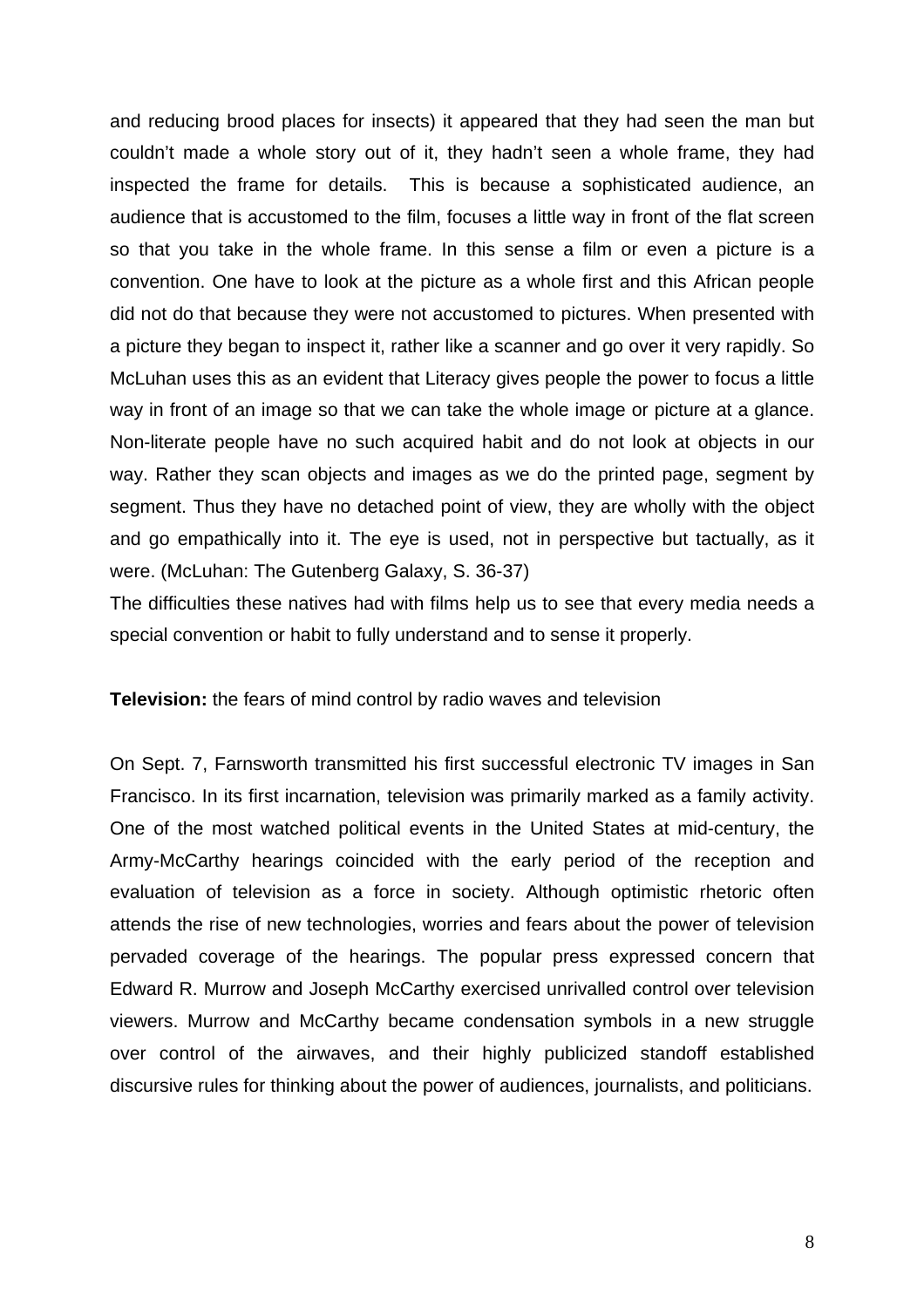and reducing brood places for insects) it appeared that they had seen the man but couldn't made a whole story out of it, they hadn't seen a whole frame, they had inspected the frame for details. This is because a sophisticated audience, an audience that is accustomed to the film, focuses a little way in front of the flat screen so that you take in the whole frame. In this sense a film or even a picture is a convention. One have to look at the picture as a whole first and this African people did not do that because they were not accustomed to pictures. When presented with a picture they began to inspect it, rather like a scanner and go over it very rapidly. So McLuhan uses this as an evident that Literacy gives people the power to focus a little way in front of an image so that we can take the whole image or picture at a glance. Non-literate people have no such acquired habit and do not look at objects in our way. Rather they scan objects and images as we do the printed page, segment by segment. Thus they have no detached point of view, they are wholly with the object and go empathically into it. The eye is used, not in perspective but tactually, as it were. (McLuhan: The Gutenberg Galaxy, S. 36-37)
The difficulties these natives had with films help us to see that every media needs a special convention or habit to fully understand and to sense it properly.

**Television:** the fears of mind control by radio waves and television

On Sept. 7, Farnsworth transmitted his first successful electronic TV images in San Francisco. In its first incarnation, television was primarily marked as a family activity. One of the most watched political events in the United States at mid-century, the Army-McCarthy hearings coincided with the early period of the reception and evaluation of television as a force in society. Although optimistic rhetoric often attends the rise of new technologies, worries and fears about the power of television pervaded coverage of the hearings. The popular press expressed concern that Edward R. Murrow and Joseph McCarthy exercised unrivalled control over television viewers. Murrow and McCarthy became condensation symbols in a new struggle over control of the airwaves, and their highly publicized standoff established discursive rules for thinking about the power of audiences, journalists, and politicians.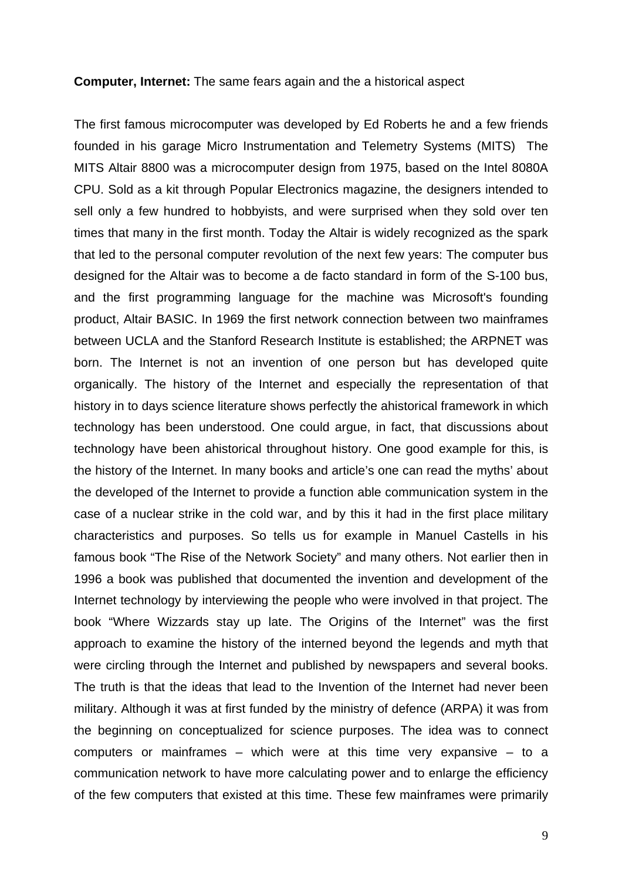**Computer, Internet:** The same fears again and the a historical aspect

The first famous microcomputer was developed by Ed Roberts he and a few friends founded in his garage Micro Instrumentation and Telemetry Systems (MITS) The MITS Altair 8800 was a microcomputer design from 1975, based on the Intel 8080A CPU. Sold as a kit through Popular Electronics magazine, the designers intended to sell only a few hundred to hobbyists, and were surprised when they sold over ten times that many in the first month. Today the Altair is widely recognized as the spark that led to the personal computer revolution of the next few years: The computer bus designed for the Altair was to become a de facto standard in form of the S-100 bus, and the first programming language for the machine was Microsoft's founding product, Altair BASIC. In 1969 the first network connection between two mainframes between UCLA and the Stanford Research Institute is established; the ARPNET was born. The Internet is not an invention of one person but has developed quite organically. The history of the Internet and especially the representation of that history in to days science literature shows perfectly the ahistorical framework in which technology has been understood. One could argue, in fact, that discussions about technology have been ahistorical throughout history. One good example for this, is the history of the Internet. In many books and article's one can read the myths' about the developed of the Internet to provide a function able communication system in the case of a nuclear strike in the cold war, and by this it had in the first place military characteristics and purposes. So tells us for example in Manuel Castells in his famous book "The Rise of the Network Society" and many others. Not earlier then in 1996 a book was published that documented the invention and development of the Internet technology by interviewing the people who were involved in that project. The book "Where Wizzards stay up late. The Origins of the Internet" was the first approach to examine the history of the interned beyond the legends and myth that were circling through the Internet and published by newspapers and several books. The truth is that the ideas that lead to the Invention of the Internet had never been military. Although it was at first funded by the ministry of defence (ARPA) it was from the beginning on conceptualized for science purposes. The idea was to connect computers or mainframes – which were at this time very expansive – to a communication network to have more calculating power and to enlarge the efficiency of the few computers that existed at this time. These few mainframes were primarily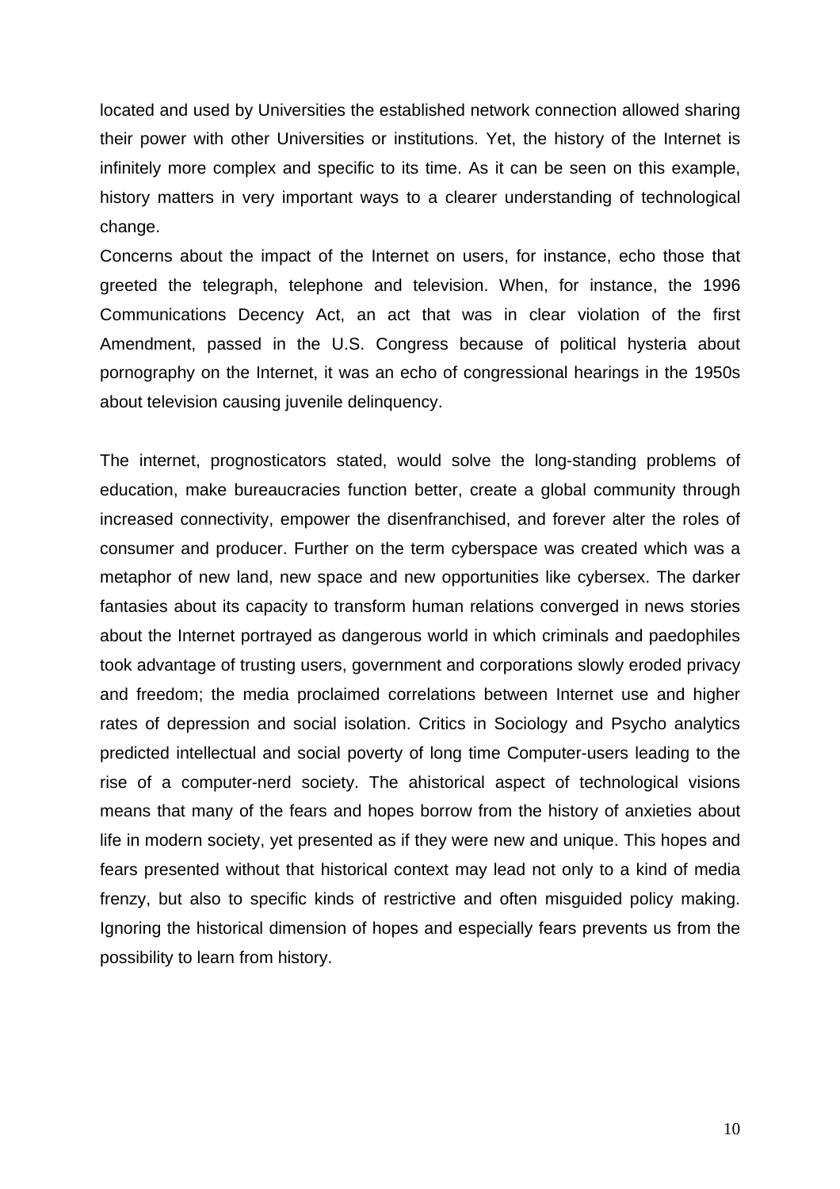located and used by Universities the established network connection allowed sharing their power with other Universities or institutions. Yet, the history of the Internet is infinitely more complex and specific to its time. As it can be seen on this example, history matters in very important ways to a clearer understanding of technological change.

Concerns about the impact of the Internet on users, for instance, echo those that greeted the telegraph, telephone and television. When, for instance, the 1996 Communications Decency Act, an act that was in clear violation of the first Amendment, passed in the U.S. Congress because of political hysteria about pornography on the Internet, it was an echo of congressional hearings in the 1950s about television causing juvenile delinquency.

The internet, prognosticators stated, would solve the long-standing problems of education, make bureaucracies function better, create a global community through increased connectivity, empower the disenfranchised, and forever alter the roles of consumer and producer. Further on the term cyberspace was created which was a metaphor of new land, new space and new opportunities like cybersex. The darker fantasies about its capacity to transform human relations converged in news stories about the Internet portrayed as dangerous world in which criminals and paedophiles took advantage of trusting users, government and corporations slowly eroded privacy and freedom; the media proclaimed correlations between Internet use and higher rates of depression and social isolation. Critics in Sociology and Psycho analytics predicted intellectual and social poverty of long time Computer-users leading to the rise of a computer-nerd society. The ahistorical aspect of technological visions means that many of the fears and hopes borrow from the history of anxieties about life in modern society, yet presented as if they were new and unique. This hopes and fears presented without that historical context may lead not only to a kind of media frenzy, but also to specific kinds of restrictive and often misguided policy making. Ignoring the historical dimension of hopes and especially fears prevents us from the possibility to learn from history.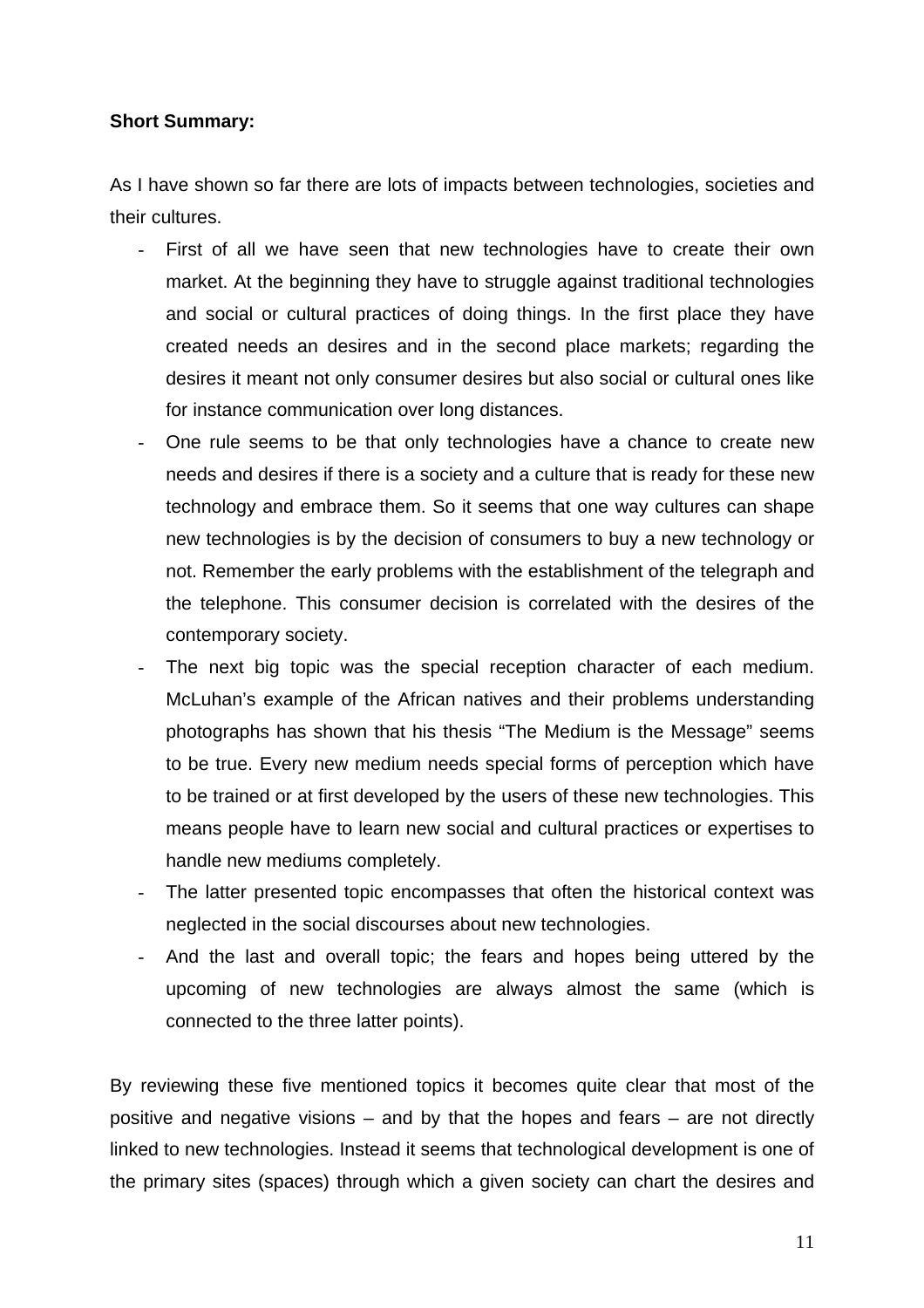**Short Summary:**

As I have shown so far there are lots of impacts between technologies, societies and their cultures.

- First of all we have seen that new technologies have to create their own market. At the beginning they have to struggle against traditional technologies and social or cultural practices of doing things. In the first place they have created needs an desires and in the second place markets; regarding the desires it meant not only consumer desires but also social or cultural ones like for instance communication over long distances.
- One rule seems to be that only technologies have a chance to create new needs and desires if there is a society and a culture that is ready for these new technology and embrace them. So it seems that one way cultures can shape new technologies is by the decision of consumers to buy a new technology or not. Remember the early problems with the establishment of the telegraph and the telephone. This consumer decision is correlated with the desires of the contemporary society.
- The next big topic was the special reception character of each medium. McLuhan's example of the African natives and their problems understanding photographs has shown that his thesis "The Medium is the Message" seems to be true. Every new medium needs special forms of perception which have to be trained or at first developed by the users of these new technologies. This means people have to learn new social and cultural practices or expertises to handle new mediums completely.
- The latter presented topic encompasses that often the historical context was neglected in the social discourses about new technologies.
- And the last and overall topic; the fears and hopes being uttered by the upcoming of new technologies are always almost the same (which is connected to the three latter points).

By reviewing these five mentioned topics it becomes quite clear that most of the positive and negative visions – and by that the hopes and fears – are not directly linked to new technologies. Instead it seems that technological development is one of the primary sites (spaces) through which a given society can chart the desires and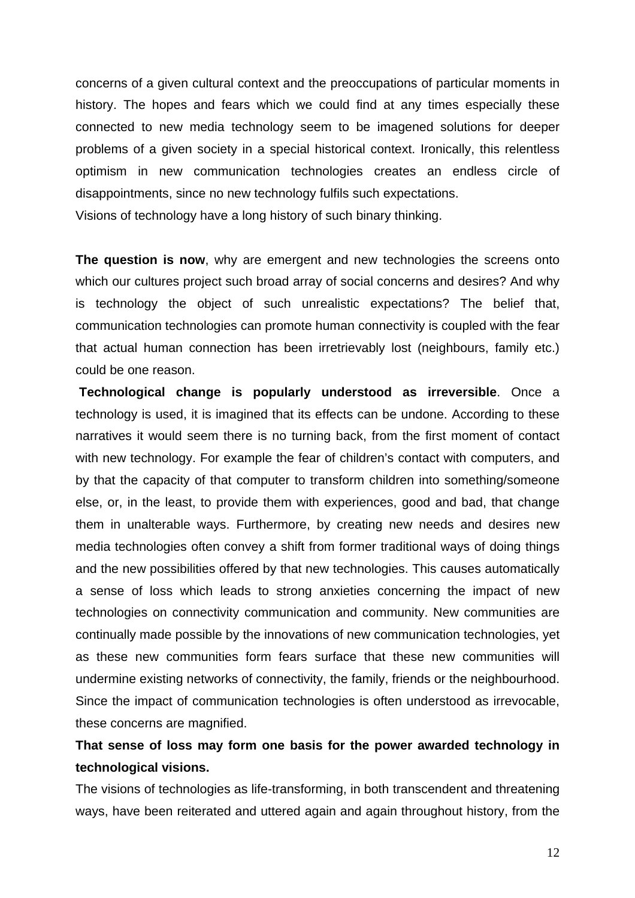concerns of a given cultural context and the preoccupations of particular moments in history. The hopes and fears which we could find at any times especially these connected to new media technology seem to be imagened solutions for deeper problems of a given society in a special historical context. Ironically, this relentless optimism in new communication technologies creates an endless circle of disappointments, since no new technology fulfils such expectations.
Visions of technology have a long history of such binary thinking.

**The question is now**, why are emergent and new technologies the screens onto which our cultures project such broad array of social concerns and desires? And why is technology the object of such unrealistic expectations? The belief that, communication technologies can promote human connectivity is coupled with the fear that actual human connection has been irretrievably lost (neighbours, family etc.) could be one reason.

**Technological change is popularly understood as irreversible**. Once a technology is used, it is imagined that its effects can be undone. According to these narratives it would seem there is no turning back, from the first moment of contact with new technology. For example the fear of children's contact with computers, and by that the capacity of that computer to transform children into something/someone else, or, in the least, to provide them with experiences, good and bad, that change them in unalterable ways. Furthermore, by creating new needs and desires new media technologies often convey a shift from former traditional ways of doing things and the new possibilities offered by that new technologies. This causes automatically a sense of loss which leads to strong anxieties concerning the impact of new technologies on connectivity communication and community. New communities are continually made possible by the innovations of new communication technologies, yet as these new communities form fears surface that these new communities will undermine existing networks of connectivity, the family, friends or the neighbourhood. Since the impact of communication technologies is often understood as irrevocable, these concerns are magnified.

**That sense of loss may form one basis for the power awarded technology in technological visions.**

The visions of technologies as life-transforming, in both transcendent and threatening ways, have been reiterated and uttered again and again throughout history, from the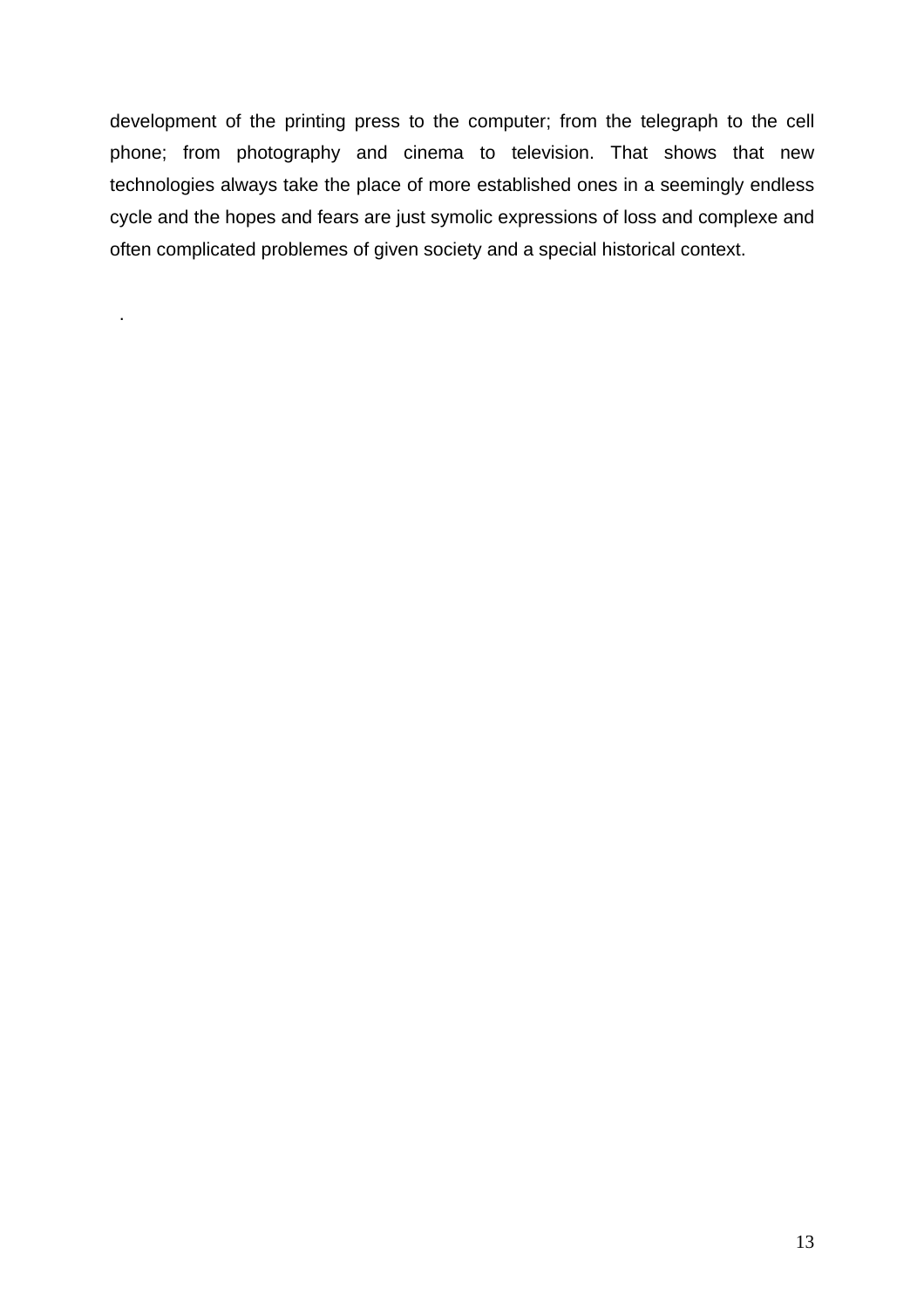development of the printing press to the computer; from the telegraph to the cell phone; from photography and cinema to television. That shows that new technologies always take the place of more established ones in a seemingly endless cycle and the hopes and fears are just symolic expressions of loss and complexe and often complicated problemes of given society and a special historical context.

.